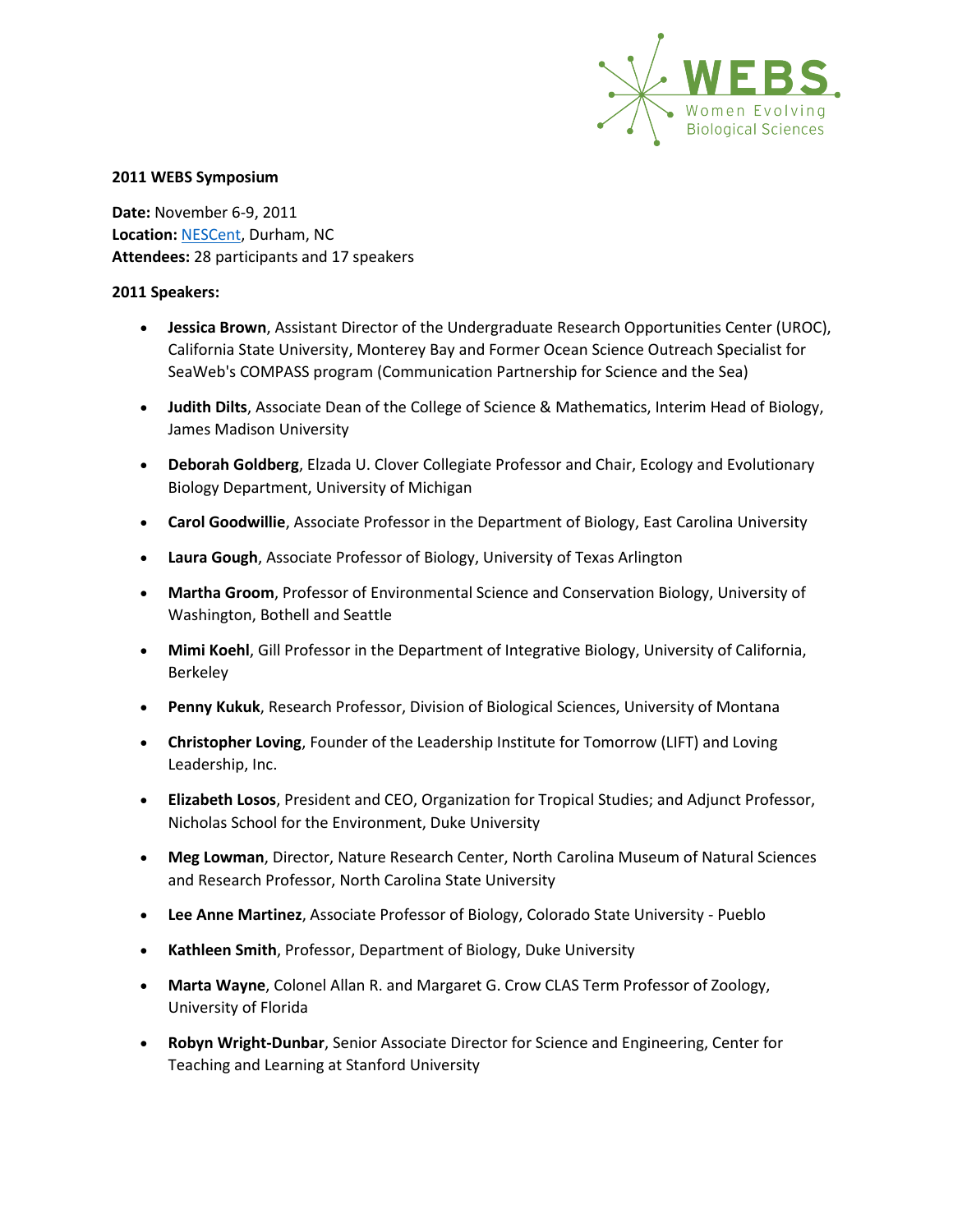**2011 WEBS Symposium**

**Date:** November 6-9, 2011
**Location:** [NESCent](NESCent), Durham, NC
**Attendees:** 28 participants and 17 speakers

**2011 Speakers:**

- **Jessica Brown**, Assistant Director of the Undergraduate Research Opportunities Center (UROC), California State University, Monterey Bay and Former Ocean Science Outreach Specialist for SeaWeb's COMPASS program (Communication Partnership for Science and the Sea)
- **Judith Dilts**, Associate Dean of the College of Science & Mathematics, Interim Head of Biology, James Madison University
- **Deborah Goldberg**, Elzada U. Clover Collegiate Professor and Chair, Ecology and Evolutionary Biology Department, University of Michigan
- **Carol Goodwillie**, Associate Professor in the Department of Biology, East Carolina University
- **Laura Gough**, Associate Professor of Biology, University of Texas Arlington
- **Martha Groom**, Professor of Environmental Science and Conservation Biology, University of Washington, Bothell and Seattle
- **Mimi Koehl**, Gill Professor in the Department of Integrative Biology, University of California, Berkeley
- **Penny Kukuk**, Research Professor, Division of Biological Sciences, University of Montana
- **Christopher Loving**, Founder of the Leadership Institute for Tomorrow (LIFT) and Loving Leadership, Inc.
- **Elizabeth Losos**, President and CEO, Organization for Tropical Studies; and Adjunct Professor, Nicholas School for the Environment, Duke University
- **Meg Lowman**, Director, Nature Research Center, North Carolina Museum of Natural Sciences and Research Professor, North Carolina State University
- **Lee Anne Martinez**, Associate Professor of Biology, Colorado State University - Pueblo
- **Kathleen Smith**, Professor, Department of Biology, Duke University
- **Marta Wayne**, Colonel Allan R. and Margaret G. Crow CLAS Term Professor of Zoology, University of Florida
- **Robyn Wright-Dunbar**, Senior Associate Director for Science and Engineering, Center for Teaching and Learning at Stanford University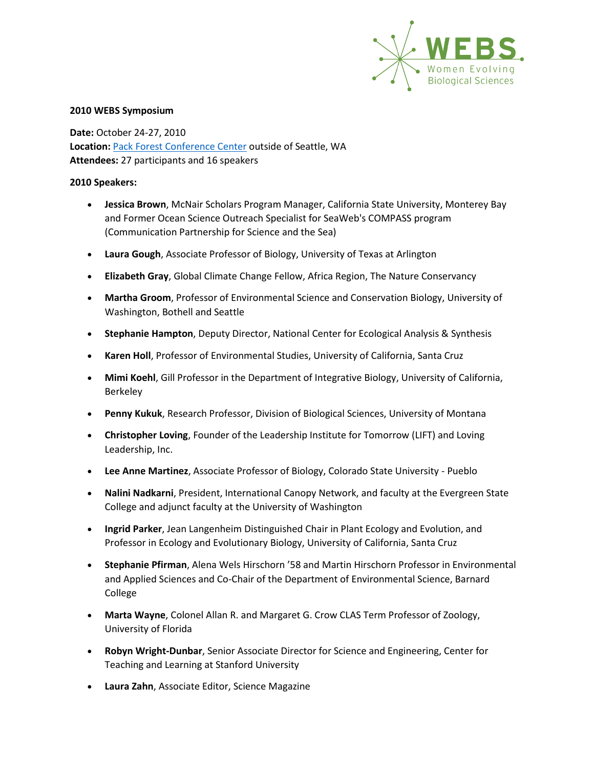**2010 WEBS Symposium**

**Date:** October 24-27, 2010
**Location:** Pack Forest Conference Center outside of Seattle, WA
**Attendees:** 27 participants and 16 speakers

**2010 Speakers:**

- **Jessica Brown**, McNair Scholars Program Manager, California State University, Monterey Bay and Former Ocean Science Outreach Specialist for SeaWeb's COMPASS program (Communication Partnership for Science and the Sea)
- **Laura Gough**, Associate Professor of Biology, University of Texas at Arlington
- **Elizabeth Gray**, Global Climate Change Fellow, Africa Region, The Nature Conservancy
- **Martha Groom**, Professor of Environmental Science and Conservation Biology, University of Washington, Bothell and Seattle
- **Stephanie Hampton**, Deputy Director, National Center for Ecological Analysis & Synthesis
- **Karen Holl**, Professor of Environmental Studies, University of California, Santa Cruz
- **Mimi Koehl**, Gill Professor in the Department of Integrative Biology, University of California, Berkeley
- **Penny Kukuk**, Research Professor, Division of Biological Sciences, University of Montana
- **Christopher Loving**, Founder of the Leadership Institute for Tomorrow (LIFT) and Loving Leadership, Inc.
- **Lee Anne Martinez**, Associate Professor of Biology, Colorado State University - Pueblo
- **Nalini Nadkarni**, President, International Canopy Network, and faculty at the Evergreen State College and adjunct faculty at the University of Washington
- **Ingrid Parker**, Jean Langenheim Distinguished Chair in Plant Ecology and Evolution, and Professor in Ecology and Evolutionary Biology, University of California, Santa Cruz
- **Stephanie Pfirman**, Alena Wels Hirschorn '58 and Martin Hirschorn Professor in Environmental and Applied Sciences and Co-Chair of the Department of Environmental Science, Barnard College
- **Marta Wayne**, Colonel Allan R. and Margaret G. Crow CLAS Term Professor of Zoology, University of Florida
- **Robyn Wright-Dunbar**, Senior Associate Director for Science and Engineering, Center for Teaching and Learning at Stanford University
- **Laura Zahn**, Associate Editor, Science Magazine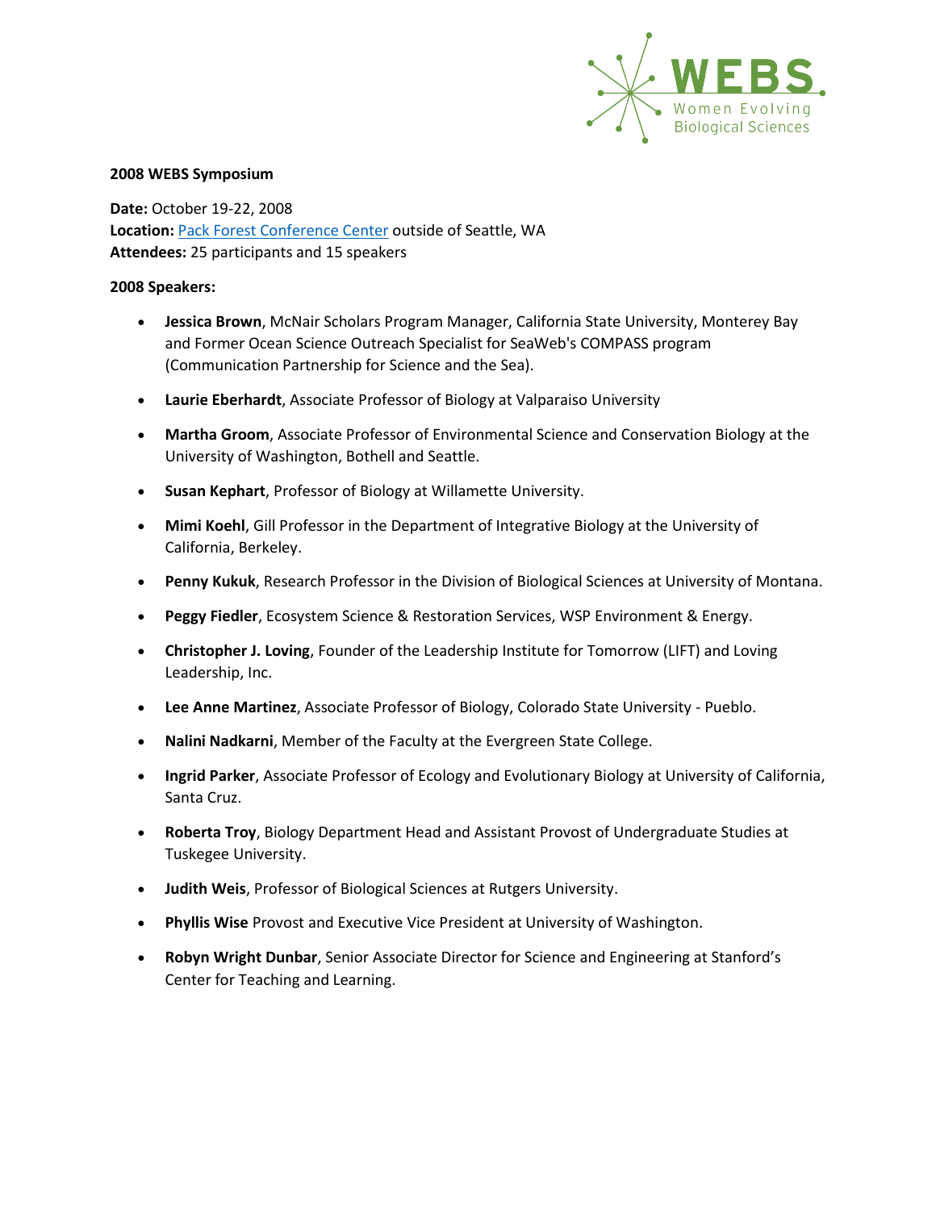**2008 WEBS Symposium**

**Date:** October 19-22, 2008
**Location:** [Pack Forest Conference Center](#) outside of Seattle, WA
**Attendees:** 25 participants and 15 speakers

**2008 Speakers:**

- **Jessica Brown**, McNair Scholars Program Manager, California State University, Monterey Bay and Former Ocean Science Outreach Specialist for SeaWeb's COMPASS program (Communication Partnership for Science and the Sea).
- **Laurie Eberhardt**, Associate Professor of Biology at Valparaiso University
- **Martha Groom**, Associate Professor of Environmental Science and Conservation Biology at the University of Washington, Bothell and Seattle.
- **Susan Kephart**, Professor of Biology at Willamette University.
- **Mimi Koehl**, Gill Professor in the Department of Integrative Biology at the University of California, Berkeley.
- **Penny Kukuk**, Research Professor in the Division of Biological Sciences at University of Montana.
- **Peggy Fiedler**, Ecosystem Science & Restoration Services, WSP Environment & Energy.
- **Christopher J. Loving**, Founder of the Leadership Institute for Tomorrow (LIFT) and Loving Leadership, Inc.
- **Lee Anne Martinez**, Associate Professor of Biology, Colorado State University - Pueblo.
- **Nalini Nadkarni**, Member of the Faculty at the Evergreen State College.
- **Ingrid Parker**, Associate Professor of Ecology and Evolutionary Biology at University of California, Santa Cruz.
- **Roberta Troy**, Biology Department Head and Assistant Provost of Undergraduate Studies at Tuskegee University.
- **Judith Weis**, Professor of Biological Sciences at Rutgers University.
- **Phyllis Wise** Provost and Executive Vice President at University of Washington.
- **Robyn Wright Dunbar**, Senior Associate Director for Science and Engineering at Stanford's Center for Teaching and Learning.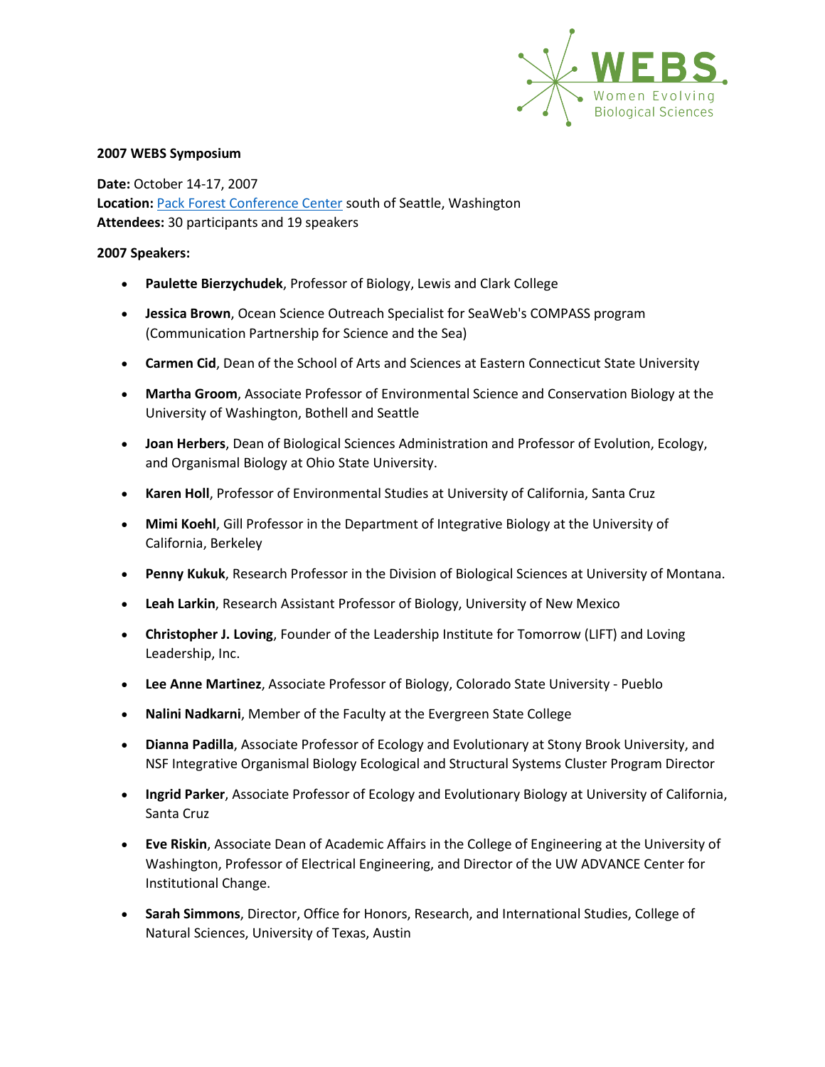**2007 WEBS Symposium**

**Date:** October 14-17, 2007
**Location:** [Pack Forest Conference Center](#) south of Seattle, Washington
**Attendees:** 30 participants and 19 speakers

**2007 Speakers:**

- **Paulette Bierzychudek**, Professor of Biology, Lewis and Clark College
- **Jessica Brown**, Ocean Science Outreach Specialist for SeaWeb's COMPASS program (Communication Partnership for Science and the Sea)
- **Carmen Cid**, Dean of the School of Arts and Sciences at Eastern Connecticut State University
- **Martha Groom**, Associate Professor of Environmental Science and Conservation Biology at the University of Washington, Bothell and Seattle
- **Joan Herbers**, Dean of Biological Sciences Administration and Professor of Evolution, Ecology, and Organismal Biology at Ohio State University.
- **Karen Holl**, Professor of Environmental Studies at University of California, Santa Cruz
- **Mimi Koehl**, Gill Professor in the Department of Integrative Biology at the University of California, Berkeley
- **Penny Kukuk**, Research Professor in the Division of Biological Sciences at University of Montana.
- **Leah Larkin**, Research Assistant Professor of Biology, University of New Mexico
- **Christopher J. Loving**, Founder of the Leadership Institute for Tomorrow (LIFT) and Loving Leadership, Inc.
- **Lee Anne Martinez**, Associate Professor of Biology, Colorado State University - Pueblo
- **Nalini Nadkarni**, Member of the Faculty at the Evergreen State College
- **Dianna Padilla**, Associate Professor of Ecology and Evolutionary at Stony Brook University, and NSF Integrative Organismal Biology Ecological and Structural Systems Cluster Program Director
- **Ingrid Parker**, Associate Professor of Ecology and Evolutionary Biology at University of California, Santa Cruz
- **Eve Riskin**, Associate Dean of Academic Affairs in the College of Engineering at the University of Washington, Professor of Electrical Engineering, and Director of the UW ADVANCE Center for Institutional Change.
- **Sarah Simmons**, Director, Office for Honors, Research, and International Studies, College of Natural Sciences, University of Texas, Austin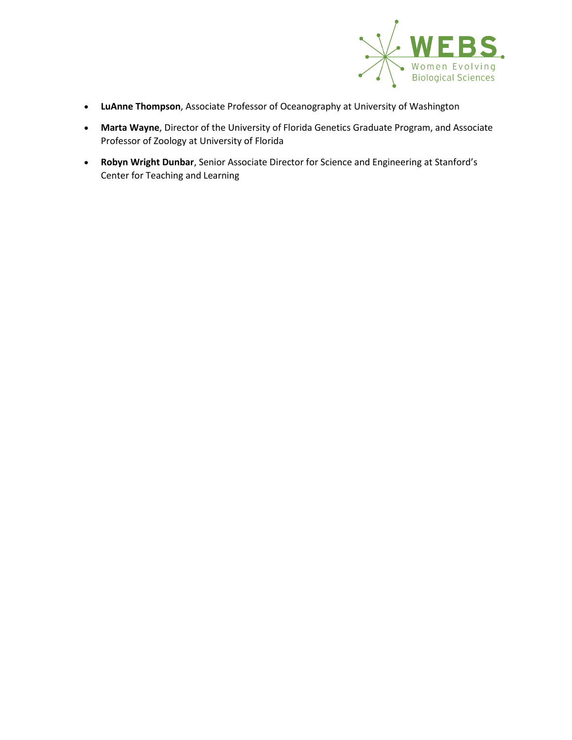- **LuAnne Thompson**, Associate Professor of Oceanography at University of Washington
- **Marta Wayne**, Director of the University of Florida Genetics Graduate Program, and Associate Professor of Zoology at University of Florida
- **Robyn Wright Dunbar**, Senior Associate Director for Science and Engineering at Stanford's Center for Teaching and Learning